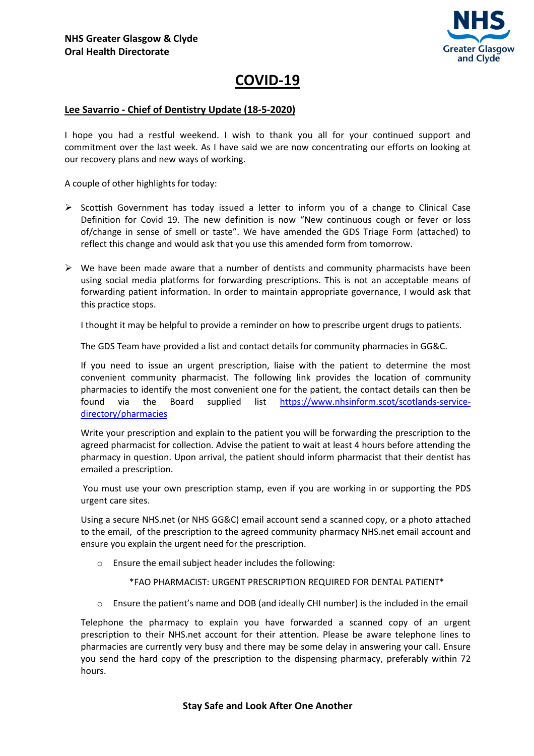**NHS Greater Glasgow & Clyde**
**Oral Health Directorate**

# COVID-19

## Lee Savarrio - Chief of Dentistry Update (18-5-2020)

I hope you had a restful weekend. I wish to thank you all for your continued support and commitment over the last week. As I have said we are now concentrating our efforts on looking at our recovery plans and new ways of working.

A couple of other highlights for today:

- Scottish Government has today issued a letter to inform you of a change to Clinical Case Definition for Covid 19. The new definition is now "New continuous cough or fever or loss of/change in sense of smell or taste". We have amended the GDS Triage Form (attached) to reflect this change and would ask that you use this amended form from tomorrow.

- We have been made aware that a number of dentists and community pharmacists have been using social media platforms for forwarding prescriptions. This is not an acceptable means of forwarding patient information. In order to maintain appropriate governance, I would ask that this practice stops.

  I thought it may be helpful to provide a reminder on how to prescribe urgent drugs to patients.

  The GDS Team have provided a list and contact details for community pharmacies in GG&C.

  If you need to issue an urgent prescription, liaise with the patient to determine the most convenient community pharmacist. The following link provides the location of community pharmacies to identify the most convenient one for the patient, the contact details can then be found via the Board supplied list https://www.nhsinform.scot/scotlands-service-directory/pharmacies

  Write your prescription and explain to the patient you will be forwarding the prescription to the agreed pharmacist for collection. Advise the patient to wait at least 4 hours before attending the pharmacy in question. Upon arrival, the patient should inform pharmacist that their dentist has emailed a prescription.

  You must use your own prescription stamp, even if you are working in or supporting the PDS urgent care sites.

  Using a secure NHS.net (or NHS GG&C) email account send a scanned copy, or a photo attached to the email, of the prescription to the agreed community pharmacy NHS.net email account and ensure you explain the urgent need for the prescription.

  - Ensure the email subject header includes the following:

    *FAO PHARMACIST: URGENT PRESCRIPTION REQUIRED FOR DENTAL PATIENT*

  - Ensure the patient's name and DOB (and ideally CHI number) is the included in the email

  Telephone the pharmacy to explain you have forwarded a scanned copy of an urgent prescription to their NHS.net account for their attention. Please be aware telephone lines to pharmacies are currently very busy and there may be some delay in answering your call. Ensure you send the hard copy of the prescription to the dispensing pharmacy, preferably within 72 hours.

**Stay Safe and Look After One Another**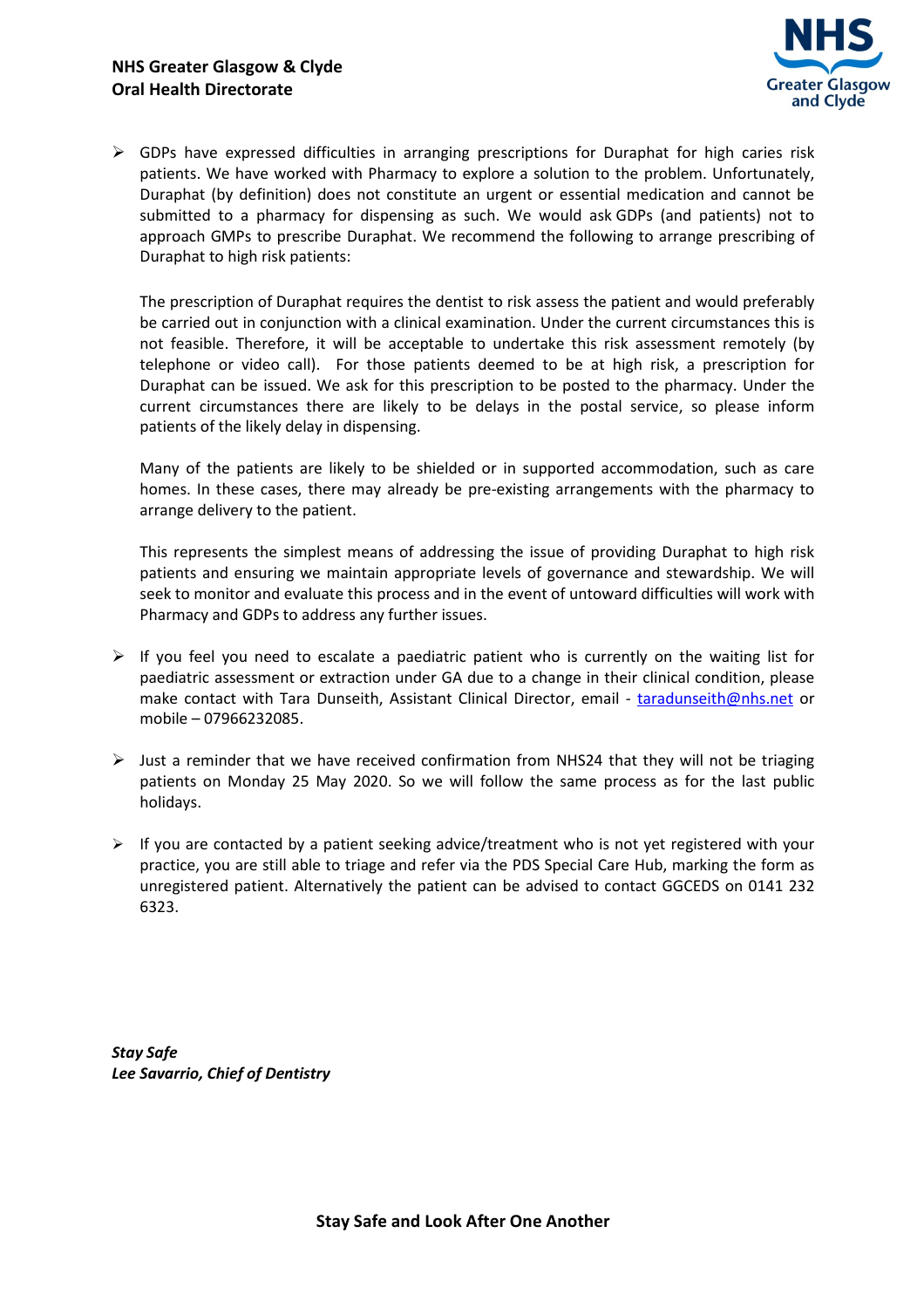- GDPs have expressed difficulties in arranging prescriptions for Duraphat for high caries risk patients. We have worked with Pharmacy to explore a solution to the problem. Unfortunately, Duraphat (by definition) does not constitute an urgent or essential medication and cannot be submitted to a pharmacy for dispensing as such. We would ask GDPs (and patients) not to approach GMPs to prescribe Duraphat. We recommend the following to arrange prescribing of Duraphat to high risk patients:

  The prescription of Duraphat requires the dentist to risk assess the patient and would preferably be carried out in conjunction with a clinical examination. Under the current circumstances this is not feasible. Therefore, it will be acceptable to undertake this risk assessment remotely (by telephone or video call). For those patients deemed to be at high risk, a prescription for Duraphat can be issued. We ask for this prescription to be posted to the pharmacy. Under the current circumstances there are likely to be delays in the postal service, so please inform patients of the likely delay in dispensing.

  Many of the patients are likely to be shielded or in supported accommodation, such as care homes. In these cases, there may already be pre-existing arrangements with the pharmacy to arrange delivery to the patient.

  This represents the simplest means of addressing the issue of providing Duraphat to high risk patients and ensuring we maintain appropriate levels of governance and stewardship. We will seek to monitor and evaluate this process and in the event of untoward difficulties will work with Pharmacy and GDPs to address any further issues.

- If you feel you need to escalate a paediatric patient who is currently on the waiting list for paediatric assessment or extraction under GA due to a change in their clinical condition, please make contact with Tara Dunseith, Assistant Clinical Director, email - taradunseith@nhs.net or mobile – 07966232085.

- Just a reminder that we have received confirmation from NHS24 that they will not be triaging patients on Monday 25 May 2020. So we will follow the same process as for the last public holidays.

- If you are contacted by a patient seeking advice/treatment who is not yet registered with your practice, you are still able to triage and refer via the PDS Special Care Hub, marking the form as unregistered patient. Alternatively the patient can be advised to contact GGCEDS on 0141 232 6323.

***Stay Safe***
***Lee Savarrio, Chief of Dentistry***

**Stay Safe and Look After One Another**